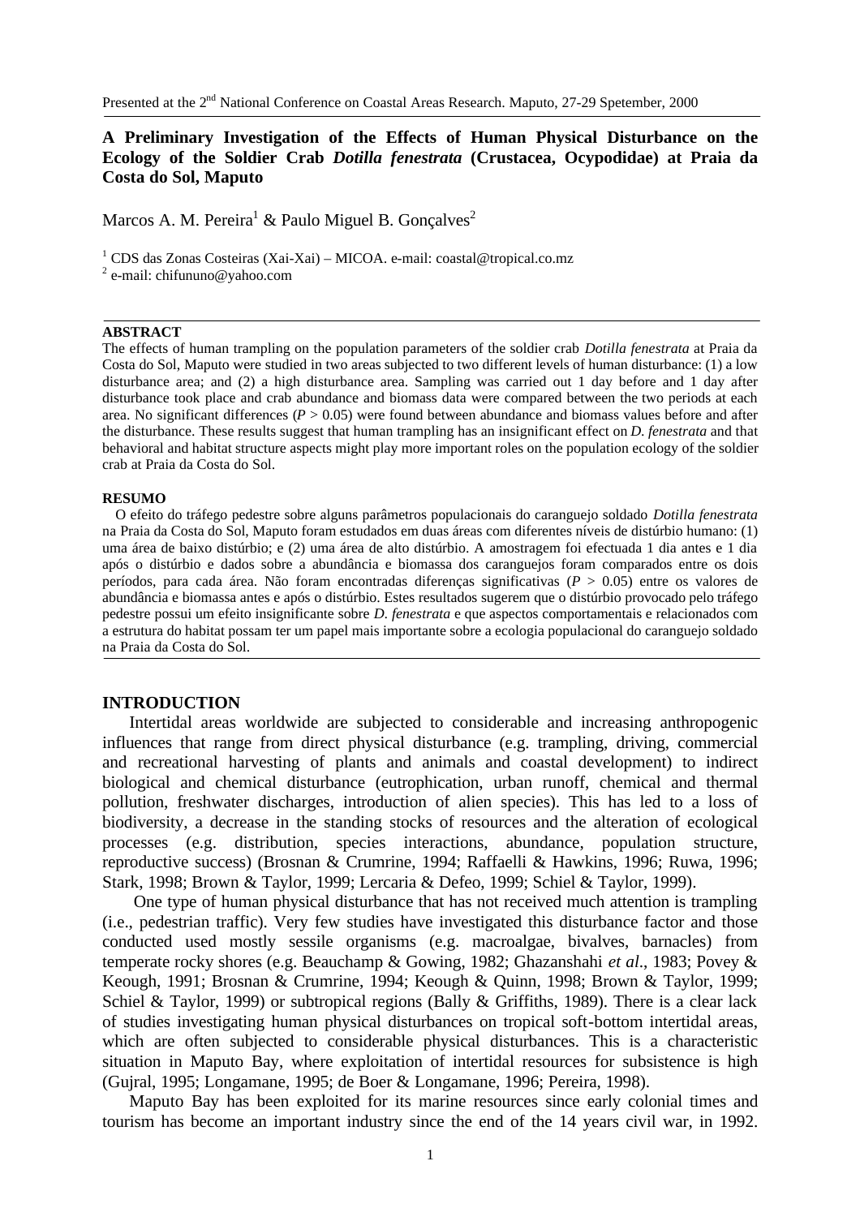Presented at the 2nd National Conference on Coastal Areas Research. Maputo, 27-29 Spetember, 2000

# A Preliminary Investigation of the Effects of Human Physical Disturbance on the Ecology of the Soldier Crab *Dotilla fenestrata* (Crustacea, Ocypodidae) at Praia da Costa do Sol, Maputo

Marcos A. M. Pereira[1] & Paulo Miguel B. Gonçalves[2]

[1] CDS das Zonas Costeiras (Xai-Xai) – MICOA. e-mail: coastal@tropical.co.mz
[2] e-mail: chifununo@yahoo.com

## ABSTRACT

The effects of human trampling on the population parameters of the soldier crab *Dotilla fenestrata* at Praia da Costa do Sol, Maputo were studied in two areas subjected to two different levels of human disturbance: (1) a low disturbance area; and (2) a high disturbance area. Sampling was carried out 1 day before and 1 day after disturbance took place and crab abundance and biomass data were compared between the two periods at each area. No significant differences ($P > 0.05$) were found between abundance and biomass values before and after the disturbance. These results suggest that human trampling has an insignificant effect on *D. fenestrata* and that behavioral and habitat structure aspects might play more important roles on the population ecology of the soldier crab at Praia da Costa do Sol.

## RESUMO

O efeito do tráfego pedestre sobre alguns parâmetros populacionais do caranguejo soldado *Dotilla fenestrata* na Praia da Costa do Sol, Maputo foram estudados em duas áreas com diferentes níveis de distúrbio humano: (1) uma área de baixo distúrbio; e (2) uma área de alto distúrbio. A amostragem foi efectuada 1 dia antes e 1 dia após o distúrbio e dados sobre a abundância e biomassa dos caranguejos foram comparados entre os dois períodos, para cada área. Não foram encontradas diferenças significativas ($P > 0.05$) entre os valores de abundância e biomassa antes e após o distúrbio. Estes resultados sugerem que o distúrbio provocado pelo tráfego pedestre possui um efeito insignificante sobre *D. fenestrata* e que aspectos comportamentais e relacionados com a estrutura do habitat possam ter um papel mais importante sobre a ecologia populacional do caranguejo soldado na Praia da Costa do Sol.

## INTRODUCTION

Intertidal areas worldwide are subjected to considerable and increasing anthropogenic influences that range from direct physical disturbance (e.g. trampling, driving, commercial and recreational harvesting of plants and animals and coastal development) to indirect biological and chemical disturbance (eutrophication, urban runoff, chemical and thermal pollution, freshwater discharges, introduction of alien species). This has led to a loss of biodiversity, a decrease in the standing stocks of resources and the alteration of ecological processes (e.g. distribution, species interactions, abundance, population structure, reproductive success) (Brosnan & Crumrine, 1994; Raffaelli & Hawkins, 1996; Ruwa, 1996; Stark, 1998; Brown & Taylor, 1999; Lercaria & Defeo, 1999; Schiel & Taylor, 1999).

One type of human physical disturbance that has not received much attention is trampling (i.e., pedestrian traffic). Very few studies have investigated this disturbance factor and those conducted used mostly sessile organisms (e.g. macroalgae, bivalves, barnacles) from temperate rocky shores (e.g. Beauchamp & Gowing, 1982; Ghazanshahi *et al*., 1983; Povey & Keough, 1991; Brosnan & Crumrine, 1994; Keough & Quinn, 1998; Brown & Taylor, 1999; Schiel & Taylor, 1999) or subtropical regions (Bally & Griffiths, 1989). There is a clear lack of studies investigating human physical disturbances on tropical soft-bottom intertidal areas, which are often subjected to considerable physical disturbances. This is a characteristic situation in Maputo Bay, where exploitation of intertidal resources for subsistence is high (Gujral, 1995; Longamane, 1995; de Boer & Longamane, 1996; Pereira, 1998).

Maputo Bay has been exploited for its marine resources since early colonial times and tourism has become an important industry since the end of the 14 years civil war, in 1992.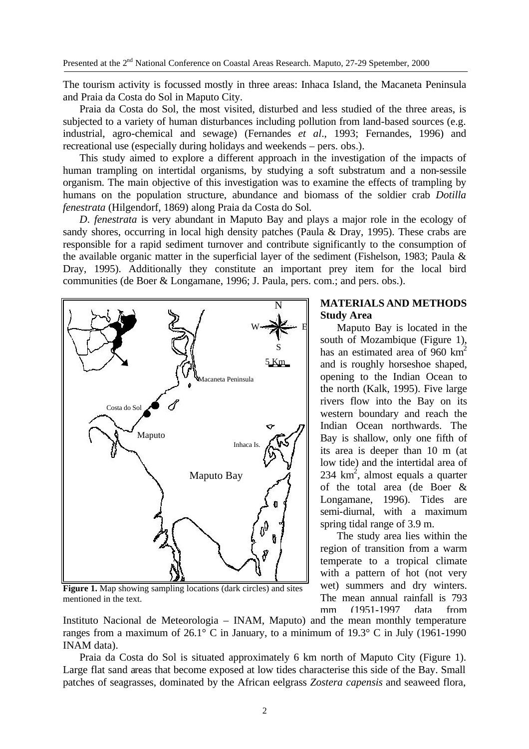The tourism activity is focussed mostly in three areas: Inhaca Island, the Macaneta Peninsula and Praia da Costa do Sol in Maputo City.

Praia da Costa do Sol, the most visited, disturbed and less studied of the three areas, is subjected to a variety of human disturbances including pollution from land-based sources (e.g. industrial, agro-chemical and sewage) (Fernandes *et al*., 1993; Fernandes, 1996) and recreational use (especially during holidays and weekends – pers. obs.).

This study aimed to explore a different approach in the investigation of the impacts of human trampling on intertidal organisms, by studying a soft substratum and a non-sessile organism. The main objective of this investigation was to examine the effects of trampling by humans on the population structure, abundance and biomass of the soldier crab *Dotilla fenestrata* (Hilgendorf, 1869) along Praia da Costa do Sol.

*D. fenestrata* is very abundant in Maputo Bay and plays a major role in the ecology of sandy shores, occurring in local high density patches (Paula & Dray, 1995). These crabs are responsible for a rapid sediment turnover and contribute significantly to the consumption of the available organic matter in the superficial layer of the sediment (Fishelson, 1983; Paula & Dray, 1995). Additionally they constitute an important prey item for the local bird communities (de Boer & Longamane, 1996; J. Paula, pers. com.; and pers. obs.).

**Figure 1.** Map showing sampling locations (dark circles) and sites mentioned in the text.

## MATERIALS AND METHODS

### Study Area

Maputo Bay is located in the south of Mozambique (Figure 1), has an estimated area of 960 $km^2$ and is roughly horseshoe shaped, opening to the Indian Ocean to the north (Kalk, 1995). Five large rivers flow into the Bay on its western boundary and reach the Indian Ocean northwards. The Bay is shallow, only one fifth of its area is deeper than 10 m (at low tide) and the intertidal area of 234 $km^2$, almost equals a quarter of the total area (de Boer & Longamane, 1996). Tides are semi-diurnal, with a maximum spring tidal range of 3.9 m.

The study area lies within the region of transition from a warm temperate to a tropical climate with a pattern of hot (not very wet) summers and dry winters. The mean annual rainfall is 793 mm (1951-1997 data from Instituto Nacional de Meteorologia – INAM, Maputo) and the mean monthly temperature ranges from a maximum of 26.1° C in January, to a minimum of 19.3° C in July (1961-1990 INAM data).

Praia da Costa do Sol is situated approximately 6 km north of Maputo City (Figure 1). Large flat sand areas that become exposed at low tides characterise this side of the Bay. Small patches of seagrasses, dominated by the African eelgrass *Zostera capensis* and seaweed flora,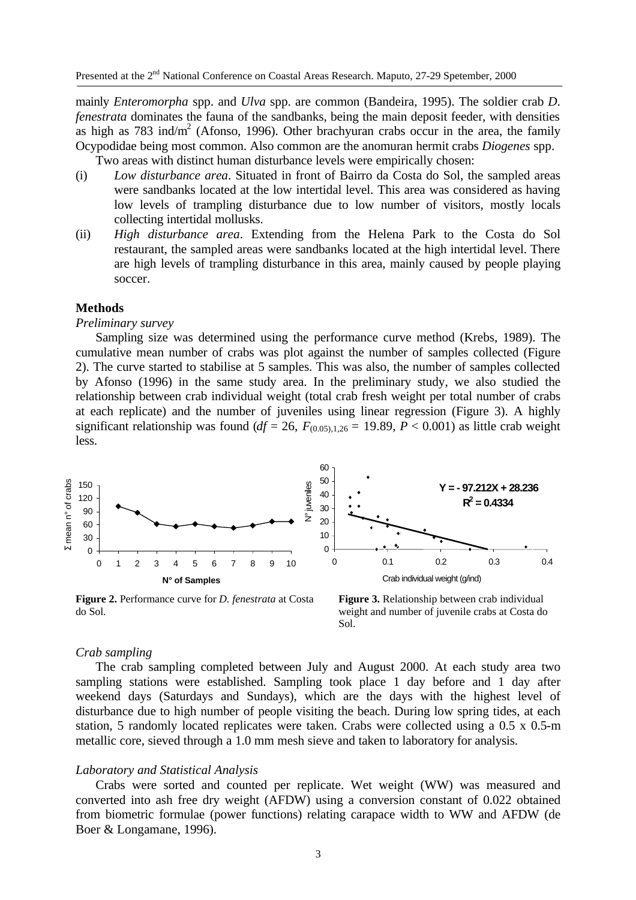mainly *Enteromorpha* spp. and *Ulva* spp. are common (Bandeira, 1995). The soldier crab *D. fenestrata* dominates the fauna of the sandbanks, being the main deposit feeder, with densities as high as 783 ind/m$^2$ (Afonso, 1996). Other brachyuran crabs occur in the area, the family Ocypodidae being most common. Also common are the anomuran hermit crabs *Diogenes* spp.

Two areas with distinct human disturbance levels were empirically chosen:

(i) *Low disturbance area*. Situated in front of Bairro da Costa do Sol, the sampled areas were sandbanks located at the low intertidal level. This area was considered as having low levels of trampling disturbance due to low number of visitors, mostly locals collecting intertidal mollusks.

(ii) *High disturbance area*. Extending from the Helena Park to the Costa do Sol restaurant, the sampled areas were sandbanks located at the high intertidal level. There are high levels of trampling disturbance in this area, mainly caused by people playing soccer.

## Methods

### *Preliminary survey*

Sampling size was determined using the performance curve method (Krebs, 1989). The cumulative mean number of crabs was plot against the number of samples collected (Figure 2). The curve started to stabilise at 5 samples. This was also, the number of samples collected by Afonso (1996) in the same study area. In the preliminary study, we also studied the relationship between crab individual weight (total crab fresh weight per total number of crabs at each replicate) and the number of juveniles using linear regression (Figure 3). A highly significant relationship was found ($df = 26$, $F_{(0.05),1,26} = 19.89$, $P < 0.001$) as little crab weight less.

**Figure 2.** Performance curve for *D. fenestrata* at Costa do Sol.

**Figure 3.** Relationship between crab individual weight and number of juvenile crabs at Costa do Sol.

### *Crab sampling*

The crab sampling completed between July and August 2000. At each study area two sampling stations were established. Sampling took place 1 day before and 1 day after weekend days (Saturdays and Sundays), which are the days with the highest level of disturbance due to high number of people visiting the beach. During low spring tides, at each station, 5 randomly located replicates were taken. Crabs were collected using a 0.5 x 0.5-m metallic core, sieved through a 1.0 mm mesh sieve and taken to laboratory for analysis.

### *Laboratory and Statistical Analysis*

Crabs were sorted and counted per replicate. Wet weight (WW) was measured and converted into ash free dry weight (AFDW) using a conversion constant of 0.022 obtained from biometric formulae (power functions) relating carapace width to WW and AFDW (de Boer & Longamane, 1996).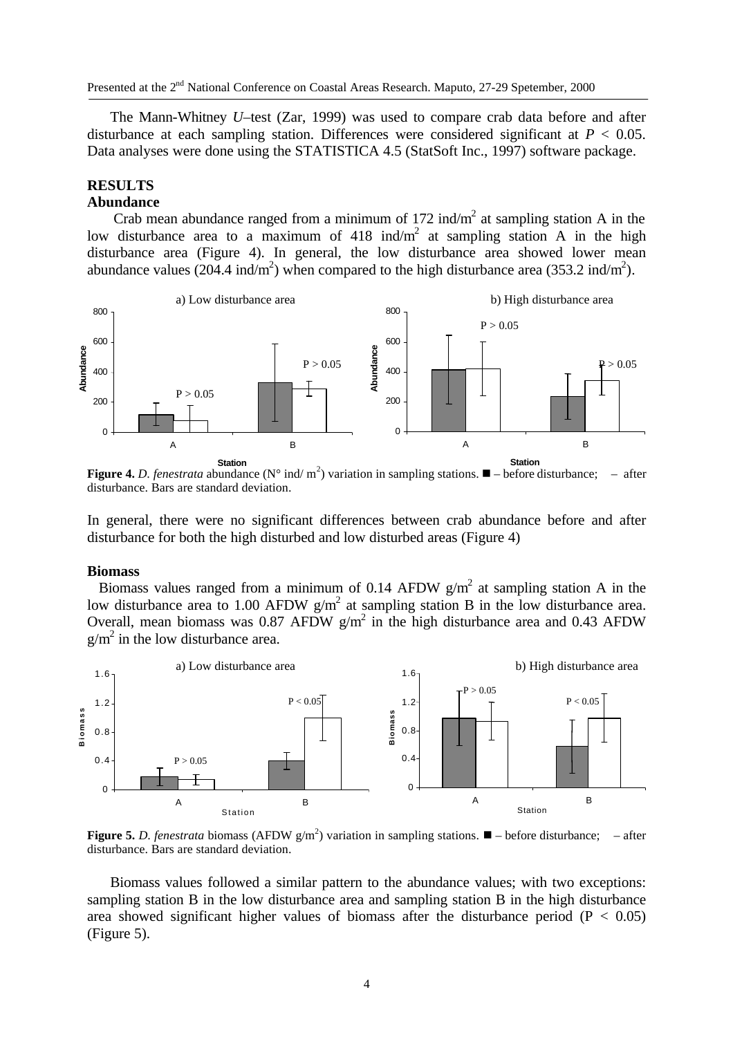The Mann-Whitney *U*–test (Zar, 1999) was used to compare crab data before and after disturbance at each sampling station. Differences were considered significant at $P < 0.05$. Data analyses were done using the STATISTICA 4.5 (StatSoft Inc., 1997) software package.

## RESULTS

### Abundance

Crab mean abundance ranged from a minimum of 172 ind/m$^2$ at sampling station A in the low disturbance area to a maximum of 418 ind/m$^2$ at sampling station A in the high disturbance area (Figure 4). In general, the low disturbance area showed lower mean abundance values (204.4 ind/m$^2$) when compared to the high disturbance area (353.2 ind/m$^2$).

**Figure 4.** *D. fenestrata* abundance (N° ind/ m$^2$) variation in sampling stations. ■ – before disturbance; □ – after disturbance. Bars are standard deviation.

In general, there were no significant differences between crab abundance before and after disturbance for both the high disturbed and low disturbed areas (Figure 4)

### Biomass

Biomass values ranged from a minimum of 0.14 AFDW g/m$^2$ at sampling station A in the low disturbance area to 1.00 AFDW g/m$^2$ at sampling station B in the low disturbance area. Overall, mean biomass was 0.87 AFDW g/m$^2$ in the high disturbance area and 0.43 AFDW g/m$^2$ in the low disturbance area.

**Figure 5.** *D. fenestrata* biomass (AFDW g/m$^2$) variation in sampling stations. ■ – before disturbance; □ – after disturbance. Bars are standard deviation.

Biomass values followed a similar pattern to the abundance values; with two exceptions: sampling station B in the low disturbance area and sampling station B in the high disturbance area showed significant higher values of biomass after the disturbance period ($P < 0.05$) (Figure 5).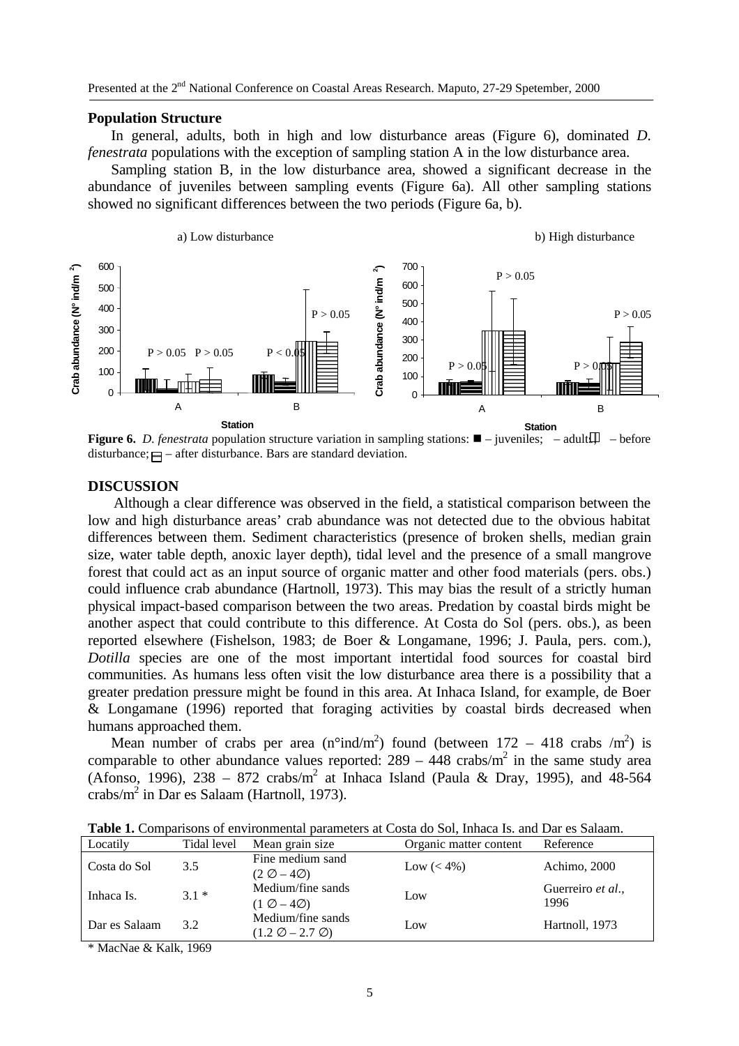## Population Structure

In general, adults, both in high and low disturbance areas (Figure 6), dominated *D. fenestrata* populations with the exception of sampling station A in the low disturbance area.

Sampling station B, in the low disturbance area, showed a significant decrease in the abundance of juveniles between sampling events (Figure 6a). All other sampling stations showed no significant differences between the two periods (Figure 6a, b).

**Figure 6.** *D. fenestrata* population structure variation in sampling stations: ■ – juveniles; – adults; – before disturbance; – after disturbance. Bars are standard deviation.

## DISCUSSION

Although a clear difference was observed in the field, a statistical comparison between the low and high disturbance areas' crab abundance was not detected due to the obvious habitat differences between them. Sediment characteristics (presence of broken shells, median grain size, water table depth, anoxic layer depth), tidal level and the presence of a small mangrove forest that could act as an input source of organic matter and other food materials (pers. obs.) could influence crab abundance (Hartnoll, 1973). This may bias the result of a strictly human physical impact-based comparison between the two areas. Predation by coastal birds might be another aspect that could contribute to this difference. At Costa do Sol (pers. obs.), as been reported elsewhere (Fishelson, 1983; de Boer & Longamane, 1996; J. Paula, pers. com.), *Dotilla* species are one of the most important intertidal food sources for coastal bird communities. As humans less often visit the low disturbance area there is a possibility that a greater predation pressure might be found in this area. At Inhaca Island, for example, de Boer & Longamane (1996) reported that foraging activities by coastal birds decreased when humans approached them.

Mean number of crabs per area (n°ind/m$^2$) found (between 172 – 418 crabs /m$^2$) is comparable to other abundance values reported: 289 – 448 crabs/m$^2$ in the same study area (Afonso, 1996), 238 – 872 crabs/m$^2$ at Inhaca Island (Paula & Dray, 1995), and 48-564 crabs/m$^2$ in Dar es Salaam (Hartnoll, 1973).

**Table 1.** Comparisons of environmental parameters at Costa do Sol, Inhaca Is. and Dar es Salaam.

| Locatily | Tidal level | Mean grain size | Organic matter content | Reference |
|---|---|---|---|---|
| Costa do Sol | 3.5 | Fine medium sand (2 ∅ – 4∅) | Low (< 4%) | Achimo, 2000 |
| Inhaca Is. | 3.1 * | Medium/fine sands (1 ∅ – 4∅) | Low | Guerreiro *et al.*, 1996 |
| Dar es Salaam | 3.2 | Medium/fine sands (1.2 ∅ – 2.7 ∅) | Low | Hartnoll, 1973 |

\* MacNae & Kalk, 1969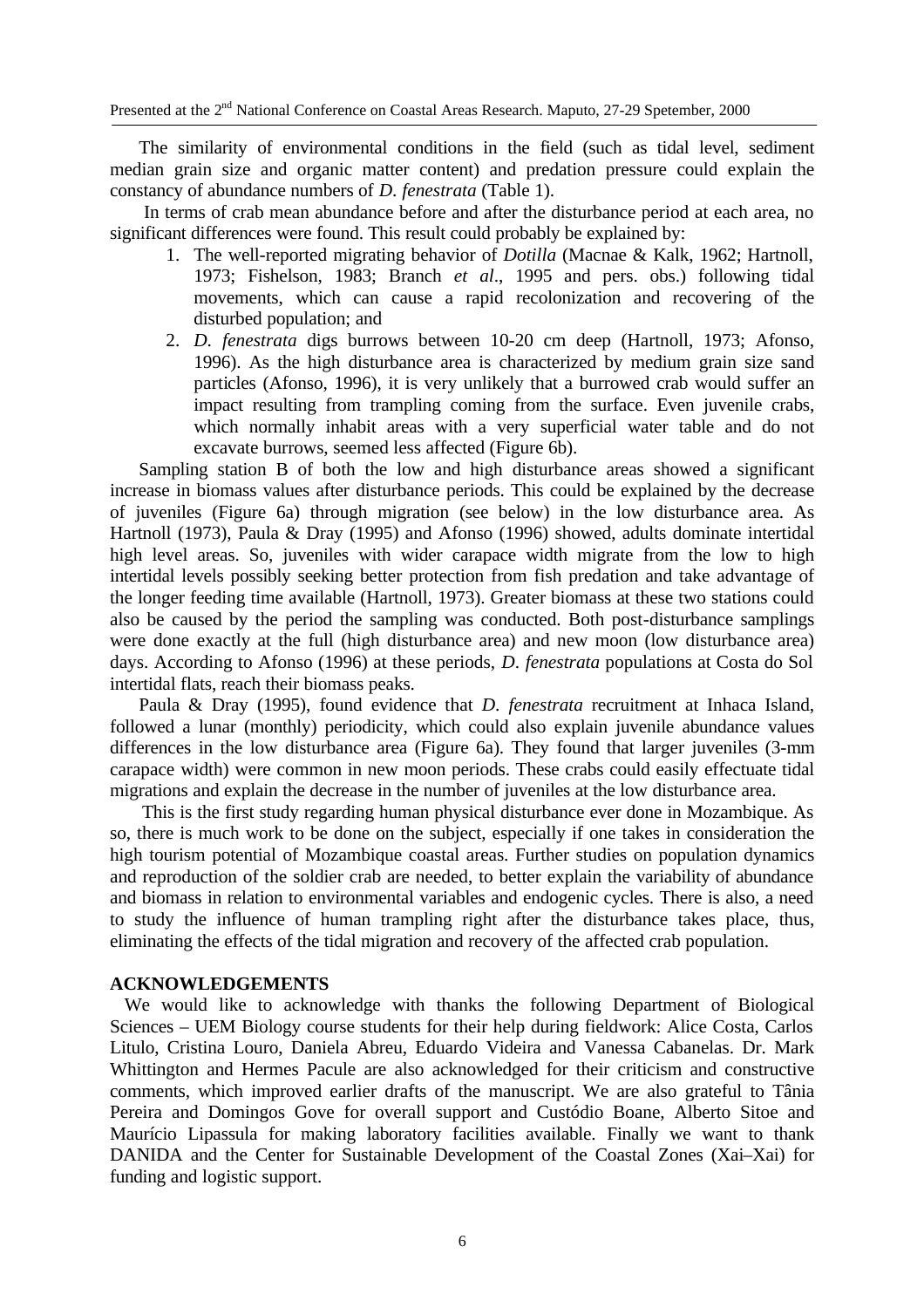The similarity of environmental conditions in the field (such as tidal level, sediment median grain size and organic matter content) and predation pressure could explain the constancy of abundance numbers of *D. fenestrata* (Table 1).

In terms of crab mean abundance before and after the disturbance period at each area, no significant differences were found. This result could probably be explained by:

1. The well-reported migrating behavior of *Dotilla* (Macnae & Kalk, 1962; Hartnoll, 1973; Fishelson, 1983; Branch *et al*., 1995 and pers. obs.) following tidal movements, which can cause a rapid recolonization and recovering of the disturbed population; and
2. *D. fenestrata* digs burrows between 10-20 cm deep (Hartnoll, 1973; Afonso, 1996). As the high disturbance area is characterized by medium grain size sand particles (Afonso, 1996), it is very unlikely that a burrowed crab would suffer an impact resulting from trampling coming from the surface. Even juvenile crabs, which normally inhabit areas with a very superficial water table and do not excavate burrows, seemed less affected (Figure 6b).

Sampling station B of both the low and high disturbance areas showed a significant increase in biomass values after disturbance periods. This could be explained by the decrease of juveniles (Figure 6a) through migration (see below) in the low disturbance area. As Hartnoll (1973), Paula & Dray (1995) and Afonso (1996) showed, adults dominate intertidal high level areas. So, juveniles with wider carapace width migrate from the low to high intertidal levels possibly seeking better protection from fish predation and take advantage of the longer feeding time available (Hartnoll, 1973). Greater biomass at these two stations could also be caused by the period the sampling was conducted. Both post-disturbance samplings were done exactly at the full (high disturbance area) and new moon (low disturbance area) days. According to Afonso (1996) at these periods, *D. fenestrata* populations at Costa do Sol intertidal flats, reach their biomass peaks.

Paula & Dray (1995), found evidence that *D. fenestrata* recruitment at Inhaca Island, followed a lunar (monthly) periodicity, which could also explain juvenile abundance values differences in the low disturbance area (Figure 6a). They found that larger juveniles (3-mm carapace width) were common in new moon periods. These crabs could easily effectuate tidal migrations and explain the decrease in the number of juveniles at the low disturbance area.

This is the first study regarding human physical disturbance ever done in Mozambique. As so, there is much work to be done on the subject, especially if one takes in consideration the high tourism potential of Mozambique coastal areas. Further studies on population dynamics and reproduction of the soldier crab are needed, to better explain the variability of abundance and biomass in relation to environmental variables and endogenic cycles. There is also, a need to study the influence of human trampling right after the disturbance takes place, thus, eliminating the effects of the tidal migration and recovery of the affected crab population.

## ACKNOWLEDGEMENTS

We would like to acknowledge with thanks the following Department of Biological Sciences – UEM Biology course students for their help during fieldwork: Alice Costa, Carlos Litulo, Cristina Louro, Daniela Abreu, Eduardo Videira and Vanessa Cabanelas. Dr. Mark Whittington and Hermes Pacule are also acknowledged for their criticism and constructive comments, which improved earlier drafts of the manuscript. We are also grateful to Tânia Pereira and Domingos Gove for overall support and Custódio Boane, Alberto Sitoe and Maurício Lipassula for making laboratory facilities available. Finally we want to thank DANIDA and the Center for Sustainable Development of the Coastal Zones (Xai–Xai) for funding and logistic support.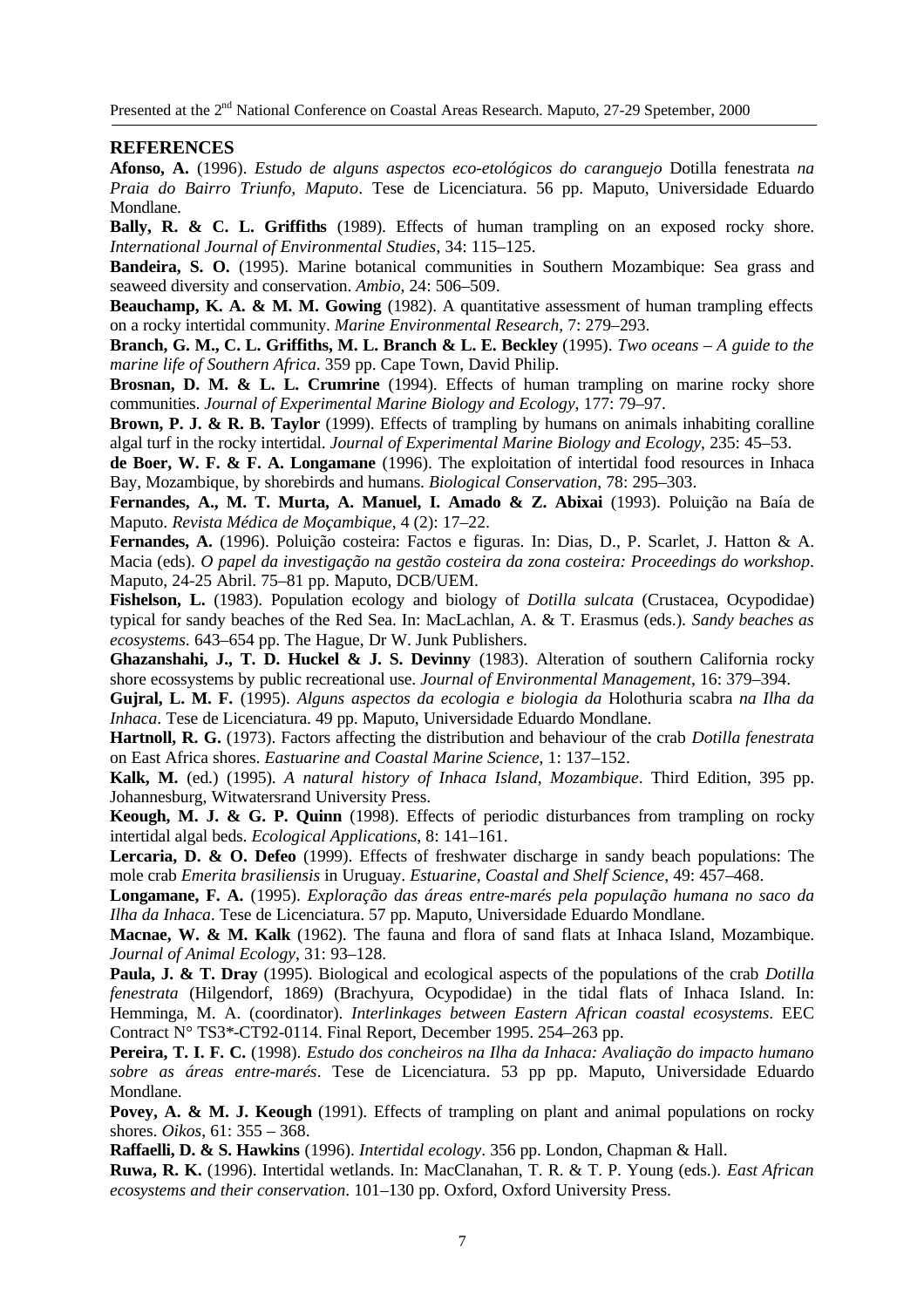## REFERENCES

**Afonso, A.** (1996). *Estudo de alguns aspectos eco-etológicos do caranguejo* Dotilla fenestrata *na Praia do Bairro Triunfo, Maputo*. Tese de Licenciatura. 56 pp. Maputo, Universidade Eduardo Mondlane.

**Bally, R. & C. L. Griffiths** (1989). Effects of human trampling on an exposed rocky shore. *International Journal of Environmental Studies*, 34: 115–125.

**Bandeira, S. O.** (1995). Marine botanical communities in Southern Mozambique: Sea grass and seaweed diversity and conservation. *Ambio*, 24: 506–509.

**Beauchamp, K. A. & M. M. Gowing** (1982). A quantitative assessment of human trampling effects on a rocky intertidal community. *Marine Environmental Research*, 7: 279–293.

**Branch, G. M., C. L. Griffiths, M. L. Branch & L. E. Beckley** (1995). *Two oceans – A guide to the marine life of Southern Africa*. 359 pp. Cape Town, David Philip.

**Brosnan, D. M. & L. L. Crumrine** (1994). Effects of human trampling on marine rocky shore communities. *Journal of Experimental Marine Biology and Ecology*, 177: 79–97.

**Brown, P. J. & R. B. Taylor** (1999). Effects of trampling by humans on animals inhabiting coralline algal turf in the rocky intertidal. *Journal of Experimental Marine Biology and Ecology*, 235: 45–53.

**de Boer, W. F. & F. A. Longamane** (1996). The exploitation of intertidal food resources in Inhaca Bay, Mozambique, by shorebirds and humans. *Biological Conservation*, 78: 295–303.

**Fernandes, A., M. T. Murta, A. Manuel, I. Amado & Z. Abixai** (1993). Poluição na Baía de Maputo. *Revista Médica de Moçambique*, 4 (2): 17–22.

**Fernandes, A.** (1996). Poluição costeira: Factos e figuras. In: Dias, D., P. Scarlet, J. Hatton & A. Macia (eds). *O papel da investigação na gestão costeira da zona costeira: Proceedings do workshop*. Maputo, 24-25 Abril. 75–81 pp. Maputo, DCB/UEM.

**Fishelson, L.** (1983). Population ecology and biology of *Dotilla sulcata* (Crustacea, Ocypodidae) typical for sandy beaches of the Red Sea. In: MacLachlan, A. & T. Erasmus (eds.). *Sandy beaches as ecosystems*. 643–654 pp. The Hague, Dr W. Junk Publishers.

**Ghazanshahi, J., T. D. Huckel & J. S. Devinny** (1983). Alteration of southern California rocky shore ecossystems by public recreational use. *Journal of Environmental Management*, 16: 379–394.

**Gujral, L. M. F.** (1995). *Alguns aspectos da ecologia e biologia da* Holothuria scabra *na Ilha da Inhaca*. Tese de Licenciatura. 49 pp. Maputo, Universidade Eduardo Mondlane.

**Hartnoll, R. G.** (1973). Factors affecting the distribution and behaviour of the crab *Dotilla fenestrata* on East Africa shores. *Eastuarine and Coastal Marine Science*, 1: 137–152.

**Kalk, M.** (ed.) (1995). *A natural history of Inhaca Island, Mozambique*. Third Edition, 395 pp. Johannesburg, Witwatersrand University Press.

**Keough, M. J. & G. P. Quinn** (1998). Effects of periodic disturbances from trampling on rocky intertidal algal beds. *Ecological Applications*, 8: 141–161.

**Lercaria, D. & O. Defeo** (1999). Effects of freshwater discharge in sandy beach populations: The mole crab *Emerita brasiliensis* in Uruguay. *Estuarine, Coastal and Shelf Science*, 49: 457–468.

**Longamane, F. A.** (1995). *Exploração das áreas entre-marés pela população humana no saco da Ilha da Inhaca*. Tese de Licenciatura. 57 pp. Maputo, Universidade Eduardo Mondlane.

**Macnae, W. & M. Kalk** (1962). The fauna and flora of sand flats at Inhaca Island, Mozambique. *Journal of Animal Ecology*, 31: 93–128.

**Paula, J. & T. Dray** (1995). Biological and ecological aspects of the populations of the crab *Dotilla fenestrata* (Hilgendorf, 1869) (Brachyura, Ocypodidae) in the tidal flats of Inhaca Island. In: Hemminga, M. A. (coordinator). *Interlinkages between Eastern African coastal ecosystems*. EEC Contract N° TS3*-CT92-0114. Final Report, December 1995. 254–263 pp.

**Pereira, T. I. F. C.** (1998). *Estudo dos concheiros na Ilha da Inhaca: Avaliação do impacto humano sobre as áreas entre-marés*. Tese de Licenciatura. 53 pp pp. Maputo, Universidade Eduardo Mondlane.

**Povey, A. & M. J. Keough** (1991). Effects of trampling on plant and animal populations on rocky shores. *Oikos*, 61: 355 – 368.

**Raffaelli, D. & S. Hawkins** (1996). *Intertidal ecology*. 356 pp. London, Chapman & Hall.

**Ruwa, R. K.** (1996). Intertidal wetlands. In: MacClanahan, T. R. & T. P. Young (eds.). *East African ecosystems and their conservation*. 101–130 pp. Oxford, Oxford University Press.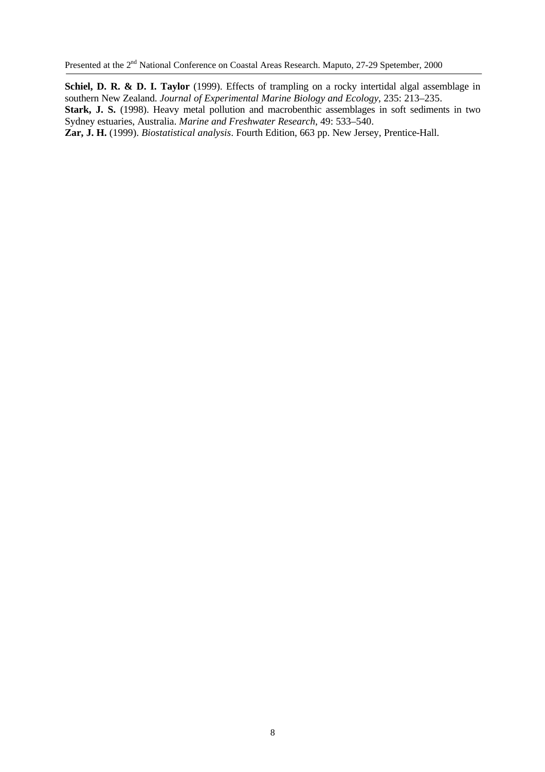**Schiel, D. R. & D. I. Taylor** (1999). Effects of trampling on a rocky intertidal algal assemblage in southern New Zealand. *Journal of Experimental Marine Biology and Ecology*, 235: 213–235.

**Stark, J. S.** (1998). Heavy metal pollution and macrobenthic assemblages in soft sediments in two Sydney estuaries, Australia. *Marine and Freshwater Research*, 49: 533–540.

**Zar, J. H.** (1999). *Biostatistical analysis*. Fourth Edition, 663 pp. New Jersey, Prentice-Hall.